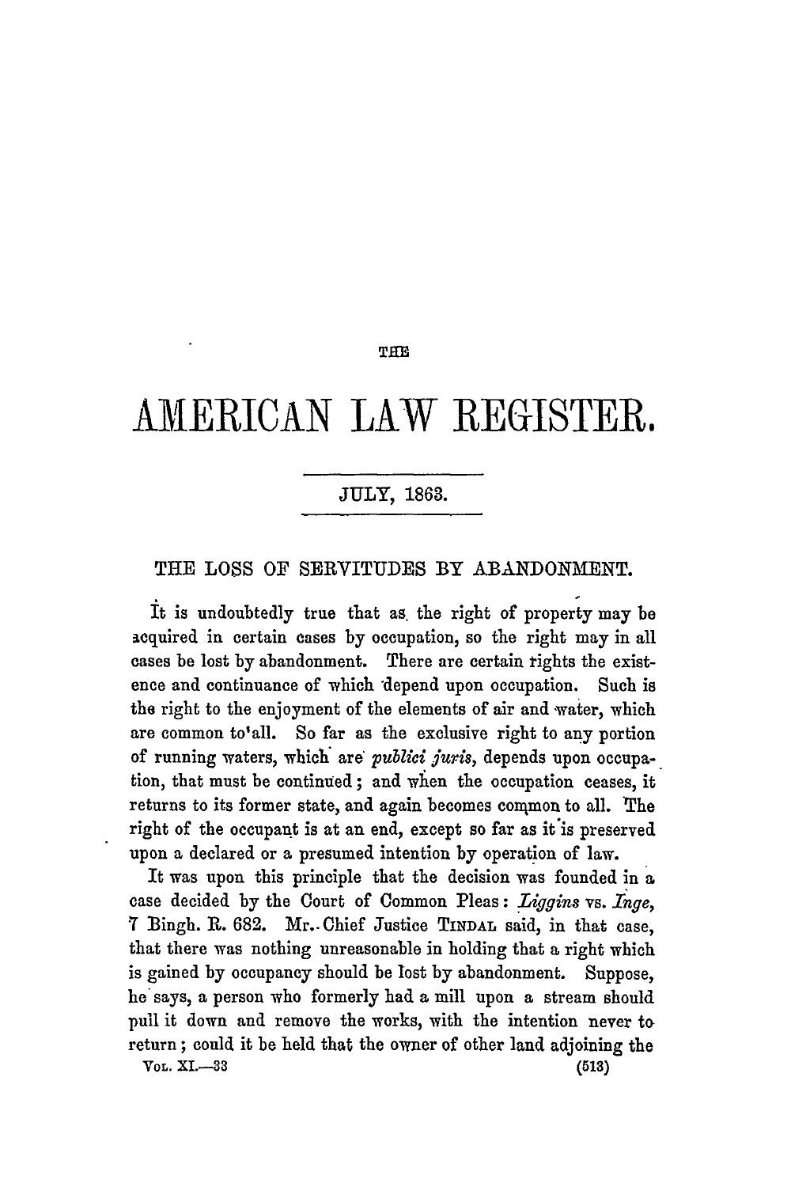# THE AMERICAN LAW REGISTER.

JULY, 1863.

## THE LOSS OF SERVITUDES BY ABANDONMENT.

It is undoubtedly true that as the right of property may be acquired in certain cases by occupation, so the right may in all cases be lost by abandonment. There are certain rights the existence and continuance of which depend upon occupation. Such is the right to the enjoyment of the elements of air and water, which are common to all. So far as the exclusive right to any portion of running waters, which are *publici juris*, depends upon occupation, that must be continued; and when the occupation ceases, it returns to its former state, and again becomes common to all. The right of the occupant is at an end, except so far as it is preserved upon a declared or a presumed intention by operation of law.

It was upon this principle that the decision was founded in a case decided by the Court of Common Pleas: *Liggins* vs. *Inge*, 7 Bingh. R. 682. Mr. Chief Justice TINDAL said, in that case, that there was nothing unreasonable in holding that a right which is gained by occupancy should be lost by abandonment. Suppose, he says, a person who formerly had a mill upon a stream should pull it down and remove the works, with the intention never to return; could it be held that the owner of other land adjoining the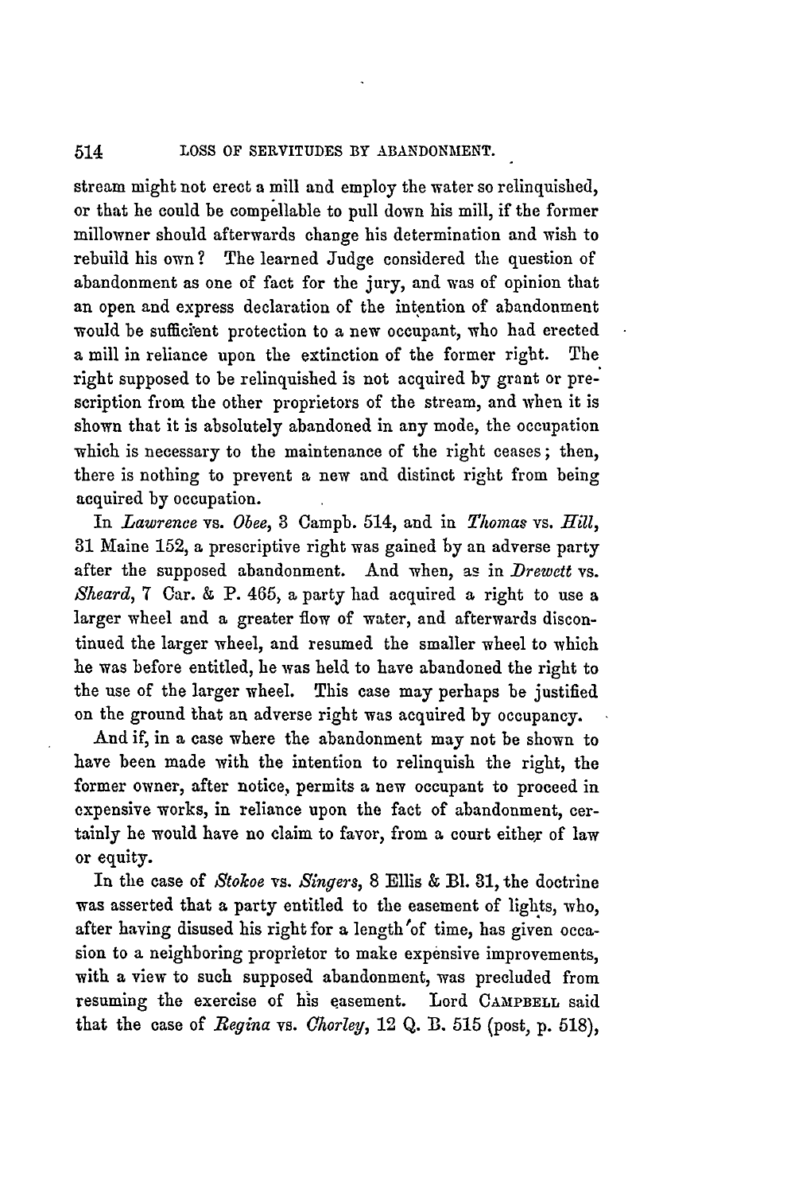stream might not erect a mill and employ the water so relinquished, or that he could be compellable to pull down his mill, if the former millowner should afterwards change his determination and wish to rebuild his own? The learned Judge considered the question of abandonment as one of fact for the jury, and was of opinion that an open and express declaration of the intention of abandonment would be sufficient protection to a new occupant, who had erected a mill in reliance upon the extinction of the former right. The right supposed to be relinquished is not acquired by grant or prescription from the other proprietors of the stream, and when it is shown that it is absolutely abandoned in any mode, the occupation which is necessary to the maintenance of the right ceases; then, there is nothing to prevent a new and distinct right from being acquired by occupation.

In *Lawrence* vs. *Obee*, 3 Campb. 514, and in *Thomas* vs. *Hill*, 31 Maine 152, a prescriptive right was gained by an adverse party after the supposed abandonment. And when, as in *Drewett* vs. *Sheard*, 7 Car. & P. 465, a party had acquired a right to use a larger wheel and a greater flow of water, and afterwards discontinued the larger wheel, and resumed the smaller wheel to which he was before entitled, he was held to have abandoned the right to the use of the larger wheel. This case may perhaps be justified on the ground that an adverse right was acquired by occupancy.

And if, in a case where the abandonment may not be shown to have been made with the intention to relinquish the right, the former owner, after notice, permits a new occupant to proceed in expensive works, in reliance upon the fact of abandonment, certainly he would have no claim to favor, from a court either of law or equity.

In the case of *Stokoe* vs. *Singers*, 8 Ellis & Bl. 31, the doctrine was asserted that a party entitled to the easement of lights, who, after having disused his right for a length of time, has given occasion to a neighboring proprietor to make expensive improvements, with a view to such supposed abandonment, was precluded from resuming the exercise of his easement. Lord CAMPBELL said that the case of *Regina* vs. *Chorley*, 12 Q. B. 515 (post, p. 518),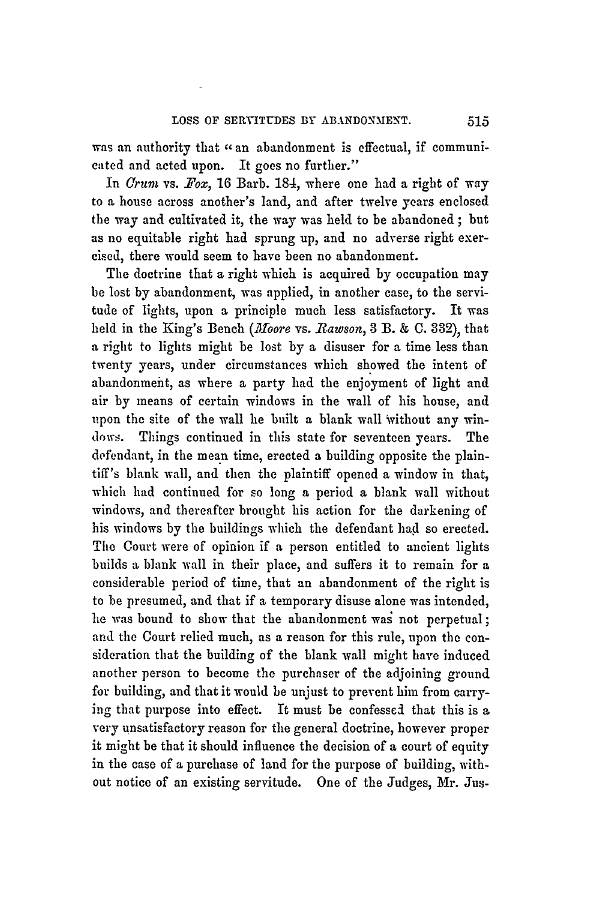was an authority that "an abandonment is effectual, if communicated and acted upon. It goes no further."

In *Crum* vs. *Fox*, 16 Barb. 184, where one had a right of way to a house across another's land, and after twelve years enclosed the way and cultivated it, the way was held to be abandoned; but as no equitable right had sprung up, and no adverse right exercised, there would seem to have been no abandonment.

The doctrine that a right which is acquired by occupation may be lost by abandonment, was applied, in another case, to the servitude of lights, upon a principle much less satisfactory. It was held in the King's Bench (*Moore* vs. *Rawson*, 3 B. & C. 332), that a right to lights might be lost by a disuser for a time less than twenty years, under circumstances which showed the intent of abandonment, as where a party had the enjoyment of light and air by means of certain windows in the wall of his house, and upon the site of the wall he built a blank wall without any windows. Things continued in this state for seventeen years. The defendant, in the mean time, erected a building opposite the plaintiff's blank wall, and then the plaintiff opened a window in that, which had continued for so long a period a blank wall without windows, and thereafter brought his action for the darkening of his windows by the buildings which the defendant had so erected. The Court were of opinion if a person entitled to ancient lights builds a blank wall in their place, and suffers it to remain for a considerable period of time, that an abandonment of the right is to be presumed, and that if a temporary disuse alone was intended, he was bound to show that the abandonment was not perpetual; and the Court relied much, as a reason for this rule, upon the consideration that the building of the blank wall might have induced another person to become the purchaser of the adjoining ground for building, and that it would be unjust to prevent him from carrying that purpose into effect. It must be confessed that this is a very unsatisfactory reason for the general doctrine, however proper it might be that it should influence the decision of a court of equity in the case of a purchase of land for the purpose of building, without notice of an existing servitude. One of the Judges, Mr. Jus-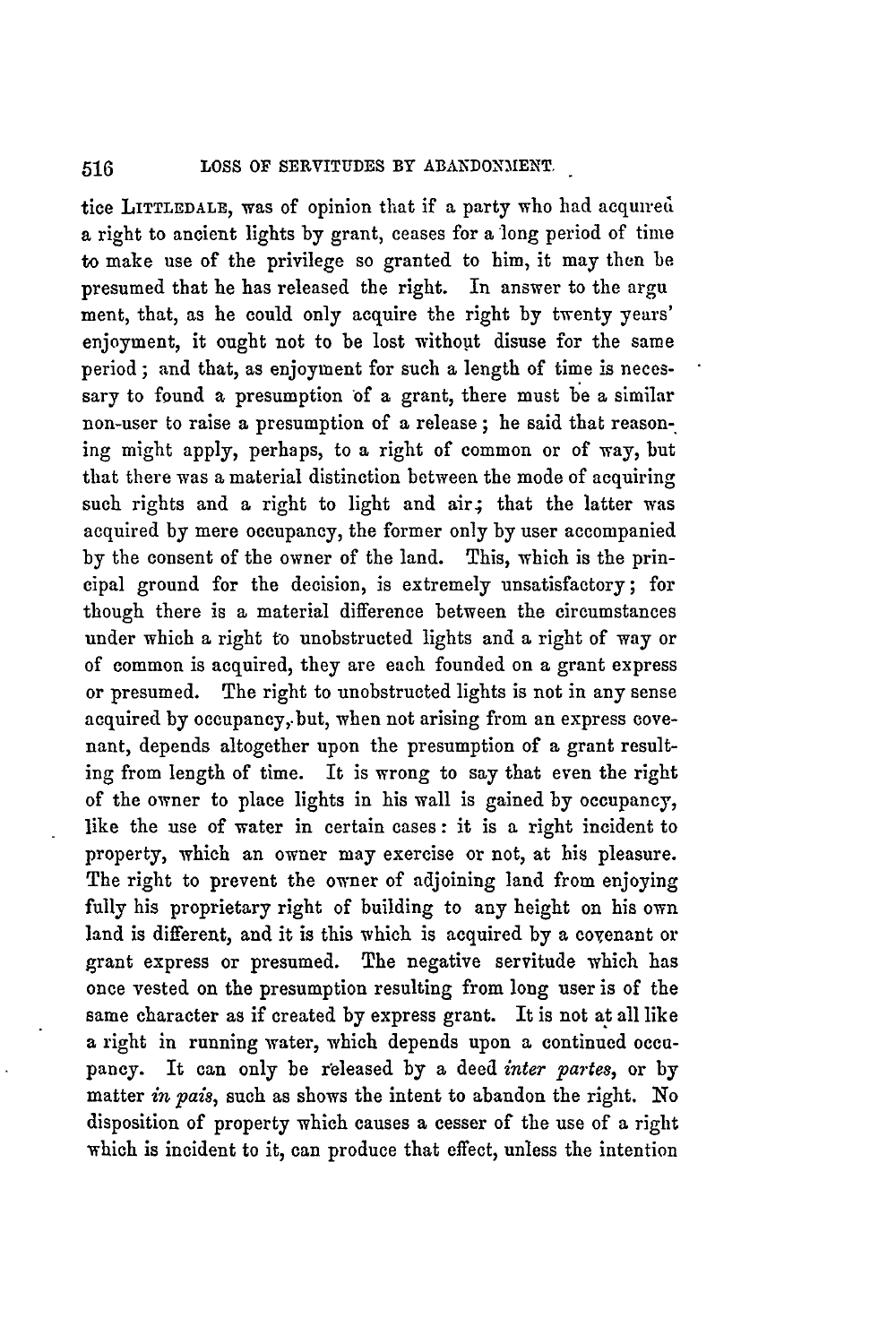tice LITTLEDALE, was of opinion that if a party who had acquired a right to ancient lights by grant, ceases for a long period of time to make use of the privilege so granted to him, it may then be presumed that he has released the right. In answer to the argument, that, as he could only acquire the right by twenty years' enjoyment, it ought not to be lost without disuse for the same period; and that, as enjoyment for such a length of time is necessary to found a presumption of a grant, there must be a similar non-user to raise a presumption of a release; he said that reasoning might apply, perhaps, to a right of common or of way, but that there was a material distinction between the mode of acquiring such rights and a right to light and air; that the latter was acquired by mere occupancy, the former only by user accompanied by the consent of the owner of the land. This, which is the principal ground for the decision, is extremely unsatisfactory; for though there is a material difference between the circumstances under which a right to unobstructed lights and a right of way or of common is acquired, they are each founded on a grant express or presumed. The right to unobstructed lights is not in any sense acquired by occupancy, but, when not arising from an express covenant, depends altogether upon the presumption of a grant resulting from length of time. It is wrong to say that even the right of the owner to place lights in his wall is gained by occupancy, like the use of water in certain cases: it is a right incident to property, which an owner may exercise or not, at his pleasure. The right to prevent the owner of adjoining land from enjoying fully his proprietary right of building to any height on his own land is different, and it is this which is acquired by a covenant or grant express or presumed. The negative servitude which has once vested on the presumption resulting from long user is of the same character as if created by express grant. It is not at all like a right in running water, which depends upon a continued occupancy. It can only be released by a deed *inter partes*, or by matter *in pais*, such as shows the intent to abandon the right. No disposition of property which causes a cesser of the use of a right which is incident to it, can produce that effect, unless the intention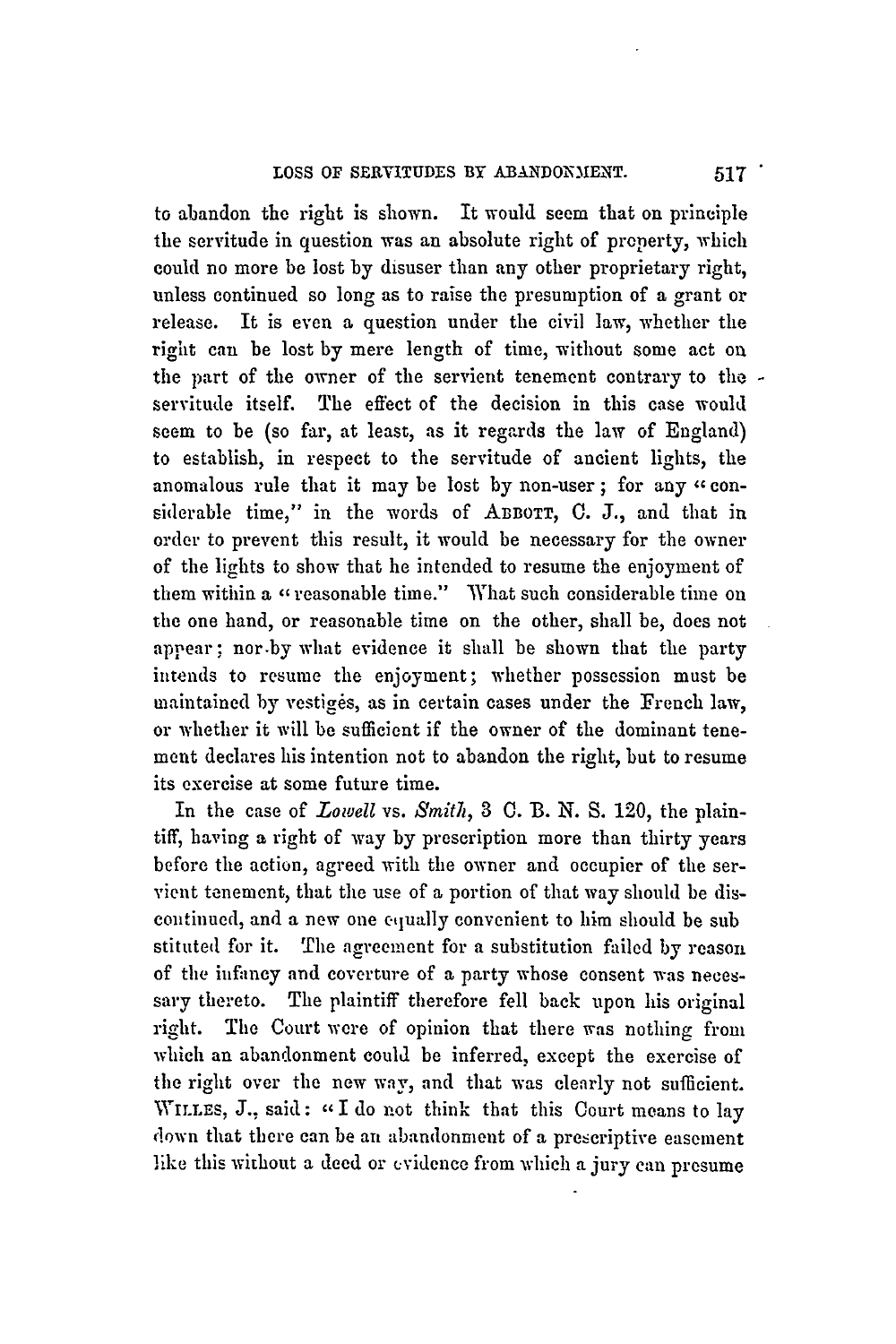to abandon the right is shown. It would seem that on principle the servitude in question was an absolute right of property, which could no more be lost by disuser than any other proprietary right, unless continued so long as to raise the presumption of a grant or release. It is even a question under the civil law, whether the right can be lost by mere length of time, without some act on the part of the owner of the servient tenement contrary to the servitude itself. The effect of the decision in this case would seem to be (so far, at least, as it regards the law of England) to establish, in respect to the servitude of ancient lights, the anomalous rule that it may be lost by non-user; for any "considerable time," in the words of ABBOTT, C. J., and that in order to prevent this result, it would be necessary for the owner of the lights to show that he intended to resume the enjoyment of them within a "reasonable time." What such considerable time on the one hand, or reasonable time on the other, shall be, does not appear; nor by what evidence it shall be shown that the party intends to resume the enjoyment; whether possession must be maintained by vestigés, as in certain cases under the French law, or whether it will be sufficient if the owner of the dominant tenement declares his intention not to abandon the right, but to resume its exercise at some future time.

In the case of *Lowell* vs. *Smith*, 3 C. B. N. S. 120, the plaintiff, having a right of way by prescription more than thirty years before the action, agreed with the owner and occupier of the servient tenement, that the use of a portion of that way should be discontinued, and a new one equally convenient to him should be substituted for it. The agreement for a substitution failed by reason of the infancy and coverture of a party whose consent was necessary thereto. The plaintiff therefore fell back upon his original right. The Court were of opinion that there was nothing from which an abandonment could be inferred, except the exercise of the right over the new way, and that was clearly not sufficient. WILLES, J., said: "I do not think that this Court means to lay down that there can be an abandonment of a prescriptive easement like this without a deed or evidence from which a jury can presume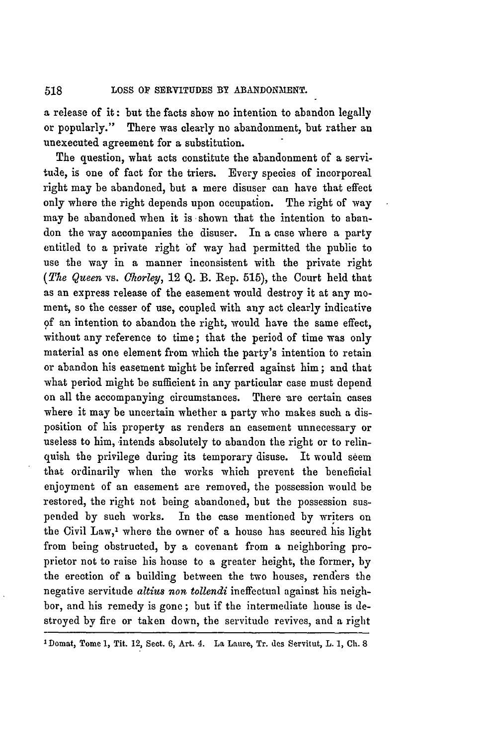a release of it: but the facts show no intention to abandon legally or popularly." There was clearly no abandonment, but rather an unexecuted agreement for a substitution.

The question, what acts constitute the abandonment of a servitude, is one of fact for the triers. Every species of incorporeal right may be abandoned, but a mere disuser can have that effect only where the right depends upon occupation. The right of way may be abandoned when it is shown that the intention to abandon the way accompanies the disuser. In a case where a party entitled to a private right of way had permitted the public to use the way in a manner inconsistent with the private right (*The Queen* vs. *Chorley*, 12 Q. B. Rep. 515), the Court held that as an express release of the easement would destroy it at any moment, so the cesser of use, coupled with any act clearly indicative of an intention to abandon the right, would have the same effect, without any reference to time; that the period of time was only material as one element from which the party's intention to retain or abandon his easement might be inferred against him; and that what period might be sufficient in any particular case must depend on all the accompanying circumstances. There are certain cases where it may be uncertain whether a party who makes such a disposition of his property as renders an easement unnecessary or useless to him, intends absolutely to abandon the right or to relinquish the privilege during its temporary disuse. It would seem that ordinarily when the works which prevent the beneficial enjoyment of an easement are removed, the possession would be restored, the right not being abandoned, but the possession suspended by such works. In the case mentioned by writers on the Civil Law,[1] where the owner of a house has secured his light from being obstructed, by a covenant from a neighboring proprietor not to raise his house to a greater height, the former, by the erection of a building between the two houses, renders the negative servitude *altius non tollendi* ineffectual against his neighbor, and his remedy is gone; but if the intermediate house is destroyed by fire or taken down, the servitude revives, and a right

[1] Domat, Tome 1, Tit. 12, Sect. 6, Art. 4. La Laure, Tr. des Servitut, L. 1, Ch. 8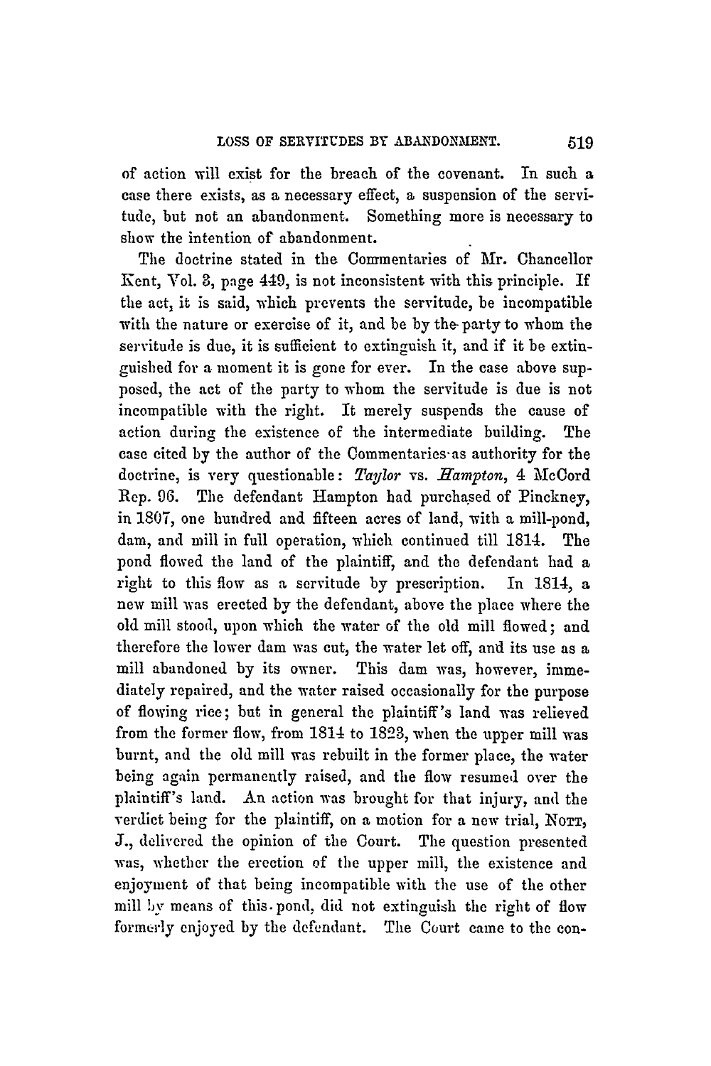of action will exist for the breach of the covenant. In such a case there exists, as a necessary effect, a suspension of the servitude, but not an abandonment. Something more is necessary to show the intention of abandonment.

The doctrine stated in the Commentaries of Mr. Chancellor Kent, Vol. 3, page 449, is not inconsistent with this principle. If the act, it is said, which prevents the servitude, be incompatible with the nature or exercise of it, and be by the party to whom the servitude is due, it is sufficient to extinguish it, and if it be extinguished for a moment it is gone for ever. In the case above supposed, the act of the party to whom the servitude is due is not incompatible with the right. It merely suspends the cause of action during the existence of the intermediate building. The case cited by the author of the Commentaries as authority for the doctrine, is very questionable: *Taylor* vs. *Hampton*, 4 McCord Rep. 96. The defendant Hampton had purchased of Pinckney, in 1807, one hundred and fifteen acres of land, with a mill-pond, dam, and mill in full operation, which continued till 1814. The pond flowed the land of the plaintiff, and the defendant had a right to this flow as a servitude by prescription. In 1814, a new mill was erected by the defendant, above the place where the old mill stood, upon which the water of the old mill flowed; and therefore the lower dam was cut, the water let off, and its use as a mill abandoned by its owner. This dam was, however, immediately repaired, and the water raised occasionally for the purpose of flowing rice; but in general the plaintiff's land was relieved from the former flow, from 1814 to 1823, when the upper mill was burnt, and the old mill was rebuilt in the former place, the water being again permanently raised, and the flow resumed over the plaintiff's land. An action was brought for that injury, and the verdict being for the plaintiff, on a motion for a new trial, NOTT, J., delivered the opinion of the Court. The question presented was, whether the erection of the upper mill, the existence and enjoyment of that being incompatible with the use of the other mill by means of this pond, did not extinguish the right of flow formerly enjoyed by the defendant. The Court came to the con-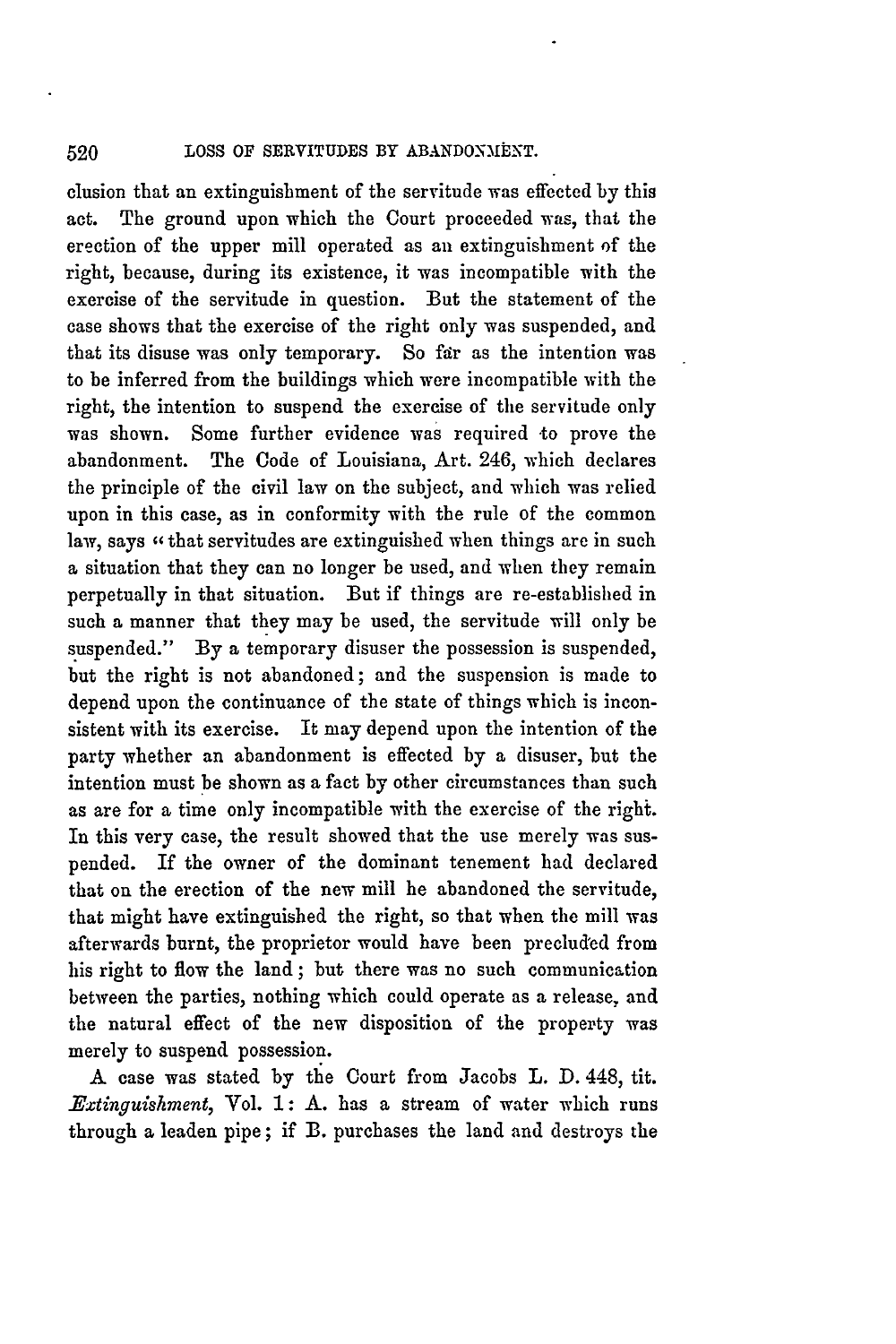clusion that an extinguishment of the servitude was effected by this act. The ground upon which the Court proceeded was, that the erection of the upper mill operated as an extinguishment of the right, because, during its existence, it was incompatible with the exercise of the servitude in question. But the statement of the case shows that the exercise of the right only was suspended, and that its disuse was only temporary. So far as the intention was to be inferred from the buildings which were incompatible with the right, the intention to suspend the exercise of the servitude only was shown. Some further evidence was required to prove the abandonment. The Code of Louisiana, Art. 246, which declares the principle of the civil law on the subject, and which was relied upon in this case, as in conformity with the rule of the common law, says "that servitudes are extinguished when things are in such a situation that they can no longer be used, and when they remain perpetually in that situation. But if things are re-established in such a manner that they may be used, the servitude will only be suspended." By a temporary disuser the possession is suspended, but the right is not abandoned; and the suspension is made to depend upon the continuance of the state of things which is inconsistent with its exercise. It may depend upon the intention of the party whether an abandonment is effected by a disuser, but the intention must be shown as a fact by other circumstances than such as are for a time only incompatible with the exercise of the right. In this very case, the result showed that the use merely was suspended. If the owner of the dominant tenement had declared that on the erection of the new mill he abandoned the servitude, that might have extinguished the right, so that when the mill was afterwards burnt, the proprietor would have been precluded from his right to flow the land; but there was no such communication between the parties, nothing which could operate as a release, and the natural effect of the new disposition of the property was merely to suspend possession.

A case was stated by the Court from Jacobs L. D. 448, tit. *Extinguishment*, Vol. 1: A. has a stream of water which runs through a leaden pipe; if B. purchases the land and destroys the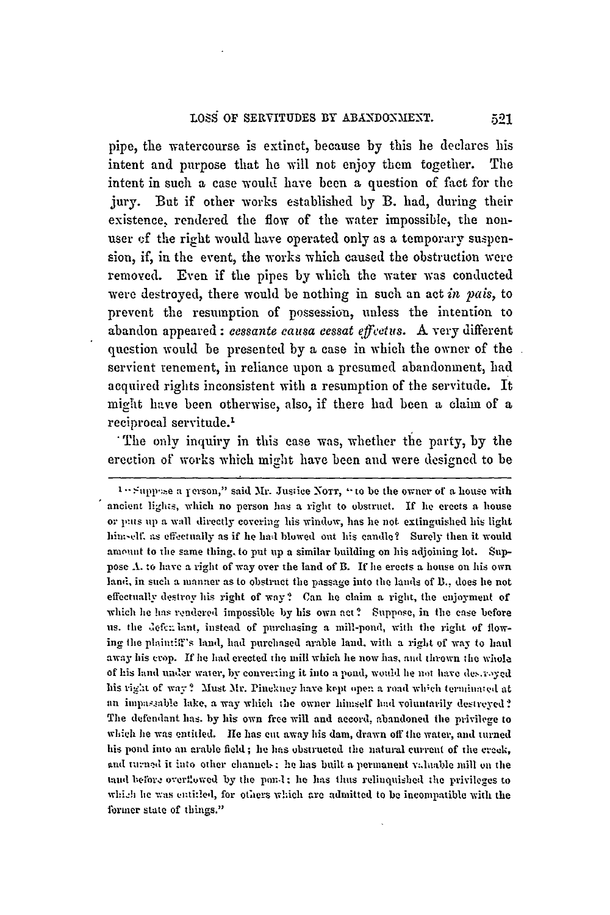pipe, the watercourse is extinct, because by this he declares his intent and purpose that he will not enjoy them together. The intent in such a case would have been a question of fact for the jury. But if other works established by B. had, during their existence, rendered the flow of the water impossible, the non-user of the right would have operated only as a temporary suspension, if, in the event, the works which caused the obstruction were removed. Even if the pipes by which the water was conducted were destroyed, there would be nothing in such an act *in pais*, to prevent the resumption of possession, unless the intention to abandon appeared: *cessante causa cessat effectus*. A very different question would be presented by a case in which the owner of the servient tenement, in reliance upon a presumed abandonment, had acquired rights inconsistent with a resumption of the servitude. It might have been otherwise, also, if there had been a claim of a reciprocal servitude.[1]

The only inquiry in this case was, whether the party, by the erection of works which might have been and were designed to be

---

[1] "Suppose a person," said Mr. Justice Nott, "to be the owner of a house with ancient lights, which no person has a right to obstruct. If he erects a house or puts up a wall directly covering his window, has he not extinguished his light himself, as effectually as if he had blowed out his candle? Surely then it would amount to the same thing, to put up a similar building on his adjoining lot. Suppose A. to have a right of way over the land of B. If he erects a house on his own land, in such a manner as to obstruct the passage into the lands of B., does he not effectually destroy his right of way? Can he claim a right, the enjoyment of which he has rendered impossible by his own act? Suppose, in the case before us, the defendant, instead of purchasing a mill-pond, with the right of flowing the plaintiff's land, had purchased arable land, with a right of way to haul away his crop. If he had erected the mill which he now has, and thrown the whole of his land under water, by converting it into a pond, would he not have destroyed his right of way? Must Mr. Pinckney have kept open a road which terminated at an impassable lake, a way which the owner himself had voluntarily destroyed? The defendant has, by his own free will and accord, abandoned the privilege to which he was entitled. He has cut away his dam, drawn off the water, and turned his pond into an arable field; he has obstructed the natural current of the creek, and turned it into other channels: he has built a permanent valuable mill on the land before overflowed by the pond; he has thus relinquished the privileges to which he was entitled, for others which are admitted to be incompatible with the former state of things."